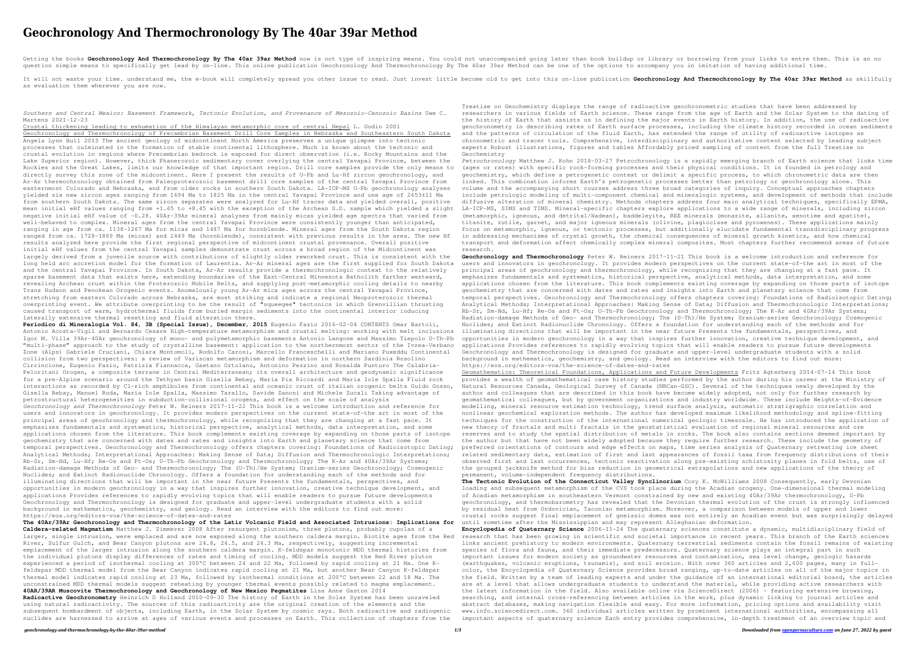# Geochronology And Thermochronology By The 40ar 39ar Method

Getting the books **Geochronology And Thermochronology By The 40ar 39ar Method** now is not type of inspiring means. You could not unaccompanied going later than book buildup or library or borrowing from your links to entre them. This is an no question simple means to specifically get lead by on-line. This online publication Geochronology And Thermochronology By The 40ar 39ar Method can be one of the options to accompany you in imitation of having additional time.

It will not waste your time. understand me, the e-book will completely spread you other issue to read. Just invest little become old to get into this on-line publication **Geochronology And Thermochronology By The 40ar 39ar Method** as skillfully as evaluation them wherever you are now.

*Southern and Central Mexico: Basement Framework, Tectonic Evolution, and Provenance of Mesozoic-Cenozoic Basins* Uwe C. Martens 2021-12-23

Crustal thickening leading to exhumation of the Himalayan metamorphic core of central Nepal L. Godin 2001

Geochronology and Thermochronology of Precambrian Basement Drill Core Samples in Nebraska and Southeastern South Dakota Angela Lynn Hull 2013 The ancient geology of midcontinent North America preserves a unique glimpse into tectonic processes that culminated in the formation of stable continental lithosphere. Much is known about the tectonic and crustal evolution in regions where Precambrian bedrock is exposed for direct observation (i.e. Rocky Mountains and the Lake Superior region). However, thick Phanerozoic sedimentary cover overlying the central Yavapai Province, between the Rockies and the Great Lakes, limits our knowledge of that important region. Drill core samples provide the only means to directly survey this zone of the midcontinent. Here I present the results of U-Pb and Lu-Hf zircon geochronology, and Ar-Ar thermochronology obtained from Paleoproterozoic basement drill core samples of the central Yavapai Province from easternmost Colorado and Nebraska, and from older rocks in southern South Dakota. LA-ICP-MS U-Pb geochronology analyses yielded six new zircon ages ranging from 1694 Ma to 1825 Ma in the central Yavapai Province and one age of 2653±11 Ma from southern South Dakota. The same zircon separates were analyzed for Lu-Hf tracer data and yielded overall, positive mean initial eHf values ranging from +1.65 to +8.45 with the exception of the Archean S.D. sample which yielded a slight negative initial eHf value of -0.28. 40Ar-39Ar mineral analyses from mainly micas yielded age spectra that varied from well-behaved to complex. Mineral ages from the central Yavapai Province were consistently younger than anticipated, ranging in age from ca. 1138-1267 Ma for micas and 1487 Ma for hornblende. Mineral ages from the South Dakota region ranged from ca. 1728-1869 Ma (micas) and 2449 Ma (hornblende), consistent with previous results in the area. The new Hf results analyzed here provide the first regional perspective of midcontinent crustal provenance. Overall positive initial eHf values from the central Yavapai samples demonstrate crust across a broad region of the Midcontinent was largely derived from a juvenile source with contributions of slightly older reworked crust. This is consistent with the long held arc accretion model for the formation of Laurentia. Ar-Ar mineral ages are the first supplied for South Dakota and the central Yavapai Province. In South Dakota, Ar-Ar results provide a thermochronologic context to the relatively sparse basement data that exists here, extending boundaries of the East-Central Minnesota Batholith farther westward, revealing Archean crust within the Proterozoic Mobile Belts, and supplying post-metamorphic cooling details to nearby Trans Hudson and Penokean Orogenic events. Anomalously young Ar-Ar mica ages across the central Yavapai Province, stretching from eastern Colorado across Nebraska, are most striking and indicate a regional Neoproterozoic thermal overprinting event. We attribute overprinting to be the result of "squeegee" tectonics in which Grenvillian thrusting caused transport of warm, hydrothermal fluids from buried margin sediments into the continental interior inducing laterally extensive thermal resetting and fluid alteration there.

**Periodico di Mineralogia Vol. 84, 3B (Special Issue), December, 2015** Eugenio Fazio 2016-02-04 CONTENTS Omar Bartoli, Antonio Acosta-Vigil and Bernardo Cesare High-temperature metamorphism and crustal melting: working with melt inclusions Igor M. Villa 39Ar-40Ar geochronology of mono- and polymetamorphic basements Antonio Langone and Massimo Tiepolo U-Th-Pb "multi-phase" approach to the study of crystalline basement: application to the northernmost sector of the Ivrea-Verbano Zone (Alps) Gabriele Cruciani, Chiara Montomoli, Rodolfo Carosi, Marcello Franceschelli and Mariano Puxeddu Continental collision from two perspectives: a review of Variscan metamorphism and deformation in northern Sardinia Rosolino Cirrincione, Eugenio Fazio, Patrizia Fiannacca, Gaetano Ortolano, Antonino Pezzino and Rosalda Punturo The Calabria-Peloritani Orogen, a composite terrane in Central Mediterranean; its overall architecture and geodynamic significance for a pre-Alpine scenario around the Tethyan basin Gisella Rebay, Maria Pia Riccardi and Maria Iole Spalla Fluid rock interactions as recorded by Cl-rich amphiboles from continental and oceanic crust of italian orogenic belts Guido Gosso, Gisella Rebay, Manuel Roda, Maria Iole Spalla, Massimo Tarallo, Davide Zanoni and Michele Zucali Taking advantage of petrostructural heterogeneities in subduction-collisional orogens, and effect on the scale of analysis

*Geochronology and Thermochronology* Peter W. Reiners 2017-11-22 This book is a welcome introduction and reference for users and innovators in geochronology. It provides modern perspectives on the current state-of-the art in most of the principal areas of geochronology and thermochronology, while recognizing that they are changing at a fast pace. It emphasizes fundamentals and systematics, historical perspective, analytical methods, data interpretation, and some applications chosen from the literature. This book complements existing coverage by expanding on those parts of isotope geochemistry that are concerned with dates and rates and insights into Earth and planetary science that come from temporal perspectives. Geochronology and Thermochronology offers chapters covering: Foundations of Radioisotopic Dating; Analytical Methods; Interpretational Approaches: Making Sense of Data; Diffusion and Thermochronologic Interpretations; Rb-Sr, Sm-Nd, Lu-Hf; Re-Os and Pt-Os; U-Th-Pb Geochronology and Thermochronology; The K-Ar and 40Ar/39Ar Systems; Radiation-damage Methods of Geo- and Thermochronology; The (U-Th)/He System; Uranium-series Geochronology; Cosmogenic Nuclides; and Extinct Radionuclide Chronology. Offers a foundation for understanding each of the methods and for illuminating directions that will be important in the near future Presents the fundamentals, perspectives, and opportunities in modern geochronology in a way that inspires further innovation, creative technique development, and applications Provides references to rapidly evolving topics that will enable readers to pursue future developments Geochronology and Thermochronology is designed for graduate and upper-level undergraduate students with a solid background in mathematics, geochemistry, and geology. Read an interview with the editors to find out more: https://eos.org/editors-vox/the-science-of-dates-and-rates

**The 40Ar/39Ar Geochronology and Thermochronology of the Latir Volcanic Field and Associated Intrusions: Implications for Caldera-related Magmatism** Matthew J. Zimmerer 2008 After resurgent plutonism, three plutons, probably cupolas of a larger, single intrusion, were emplaced and are now exposed along the southern caldera margin. Biotite ages from the Red River, Sulfur Gulch, and Bear Canyon plutons are 24.8, 24.5, and 24.3 Ma, respectively, suggesting incremental emplacement of the larger intrusion along the southern caldera margin. K-feldspar monotonic MDD thermal histories from the individual plutons display differences of rates and timing of cooling. MDD models suggest the Red River pluton experienced a period of isothermal cooling at 300°C between 24 and 22 Ma, followed by rapid cooling at 21 Ma. One K-feldspar MDD thermal model from the Bear Canyon indicates rapid cooling at 21 Ma, but another Bear Canyon K-feldspar thermal model indicates rapid cooling at 23 Ma, followed by isothermal conditions at 200°C between 22 and 18 Ma. The unconstrained MDD thermal models suggest reheating by younger thermal events possibly related to magma emplacement.

**40AR/39AR Muscovite Thermochronology and Geochronology of New Mexico Pegmatites** Lisa Anne Gaston 2014

**Radioactive Geochronometry** Heinrich D Holland 2010-09-30 The history of Earth in the Solar System has been unraveled using natural radioactivity. The sources of this radioactivity are the original creation of the elements and the subsequent bombardment of objects, including Earth, in the Solar System by cosmic rays. Both radioactive and radiogenic nuclides are harnessed to arrive at ages of various events and processes on Earth. This collection of chapters from the Treatise on Geochemistry displays the range of radioactive geochronometric studies that have been addressed by researchers in various fields of Earth science. These range from the age of Earth and the Solar System to the dating of the history of Earth that assists us in defining the major events in Earth history. In addition, the use of radioactive geochronometry in describing rates of Earth surface processes, including the climate history recorded in ocean sediments and the patterns of circulation of the fluid Earth, has extended the range of utility of radioactive isotopes as chronometric and tracer tools. Comprehensive, interdisciplinary and authoritative content selected by leading subject experts Robust illustrations, figures and tables Affordably priced sampling of content from the full Treatise on Geochemistry

*Petrochronology* Matthew J. Kohn 2018-03-27 Petrochronology is a rapidly emerging branch of Earth science that links time (ages or rates) with specific rock-forming processes and their physical conditions. It is founded in petrology and geochemistry, which define a petrogenetic context or delimit a specific process, to which chronometric data are then linked. This combination informs Earth's petrogenetic processes better than petrology or geochronology alone. This volume and the accompanying short courses address three broad categories of inquiry. Conceptual approaches chapters include petrologic modeling of multi-component chemical and mineralogic systems, and development of methods that include diffusive alteration of mineral chemistry. Methods chapters address four main analytical techniques, specifically EPMA, LA-ICP-MS, SIMS and TIMS. Mineral-specific chapters explore applications to a wide range of minerals, including zircon (metamorphic, igneous, and detrital/Hadean), baddeleyite, REE minerals (monazite, allanite, xenotime and apatite), titanite, rutile, garnet, and major igneous minerals (olivine, plagioclase and pyroxenes). These applications mainly focus on metamorphic, igneous, or tectonic processes, but additionally elucidate fundamental transdisciplinary progress in addressing mechanisms of crystal growth, the chemical consequences of mineral growth kinetics, and how chemical transport and deformation affect chemically complex mineral composites. Most chapters further recommend areas of future research.

**Geochronology and Thermochronology** Peter W. Reiners 2017-11-21 This book is a welcome introduction and reference for users and innovators in geochronology. It provides modern perspectives on the current state-of-the art in most of the principal areas of geochronology and thermochronology, while recognizing that they are changing at a fast pace. It emphasizes fundamentals and systematics, historical perspective, analytical methods, data interpretation, and some applications chosen from the literature. This book complements existing coverage by expanding on those parts of isotope geochemistry that are concerned with dates and rates and insights into Earth and planetary science that come from temporal perspectives. Geochronology and Thermochronology offers chapters covering: Foundations of Radioisotopic Dating; Analytical Methods; Interpretational Approaches: Making Sense of Data; Diffusion and Thermochronologic Interpretations; Rb-Sr, Sm-Nd, Lu-Hf; Re-Os and Pt-Os; U-Th-Pb Geochronology and Thermochronology; The K-Ar and 40Ar/39Ar Systems; Radiation-damage Methods of Geo- and Thermochronology; The (U-Th)/He System; Uranium-series Geochronology; Cosmogenic Nuclides; and Extinct Radionuclide Chronology. Offers a foundation for understanding each of the methods and for illuminating directions that will be important in the near future Presents the fundamentals, perspectives, and opportunities in modern geochronology in a way that inspires further innovation, creative technique development, and applications Provides references to rapidly evolving topics that will enable readers to pursue future developments Geochronology and Thermochronology is designed for graduate and upper-level undergraduate students with a solid background in mathematics, geochemistry, and geology. Read an interview with the editors to find out more: https://eos.org/editors-vox/the-science-of-dates-and-rates

Geomathematics: Theoretical Foundations, Applications and Future Developments Frits Agterberg 2014-07-14 This book provides a wealth of geomathematical case history studies performed by the author during his career at the Ministry of Natural Resources Canada, Geological Survey of Canada (NRCan-GSC). Several of the techniques newly developed by the author and colleagues that are described in this book have become widely adopted, not only for further research by geomathematical colleagues, but by government organizations and industry worldwide. These include Weights-of-Evidence modelling, mineral resource estimation technology, trend surface analysis, automatic stratigraphic correlation and nonlinear geochemical exploration methods. The author has developed maximum likelihood methodology and spline-fitting techniques for the construction of the international numerical geologic timescale. He has introduced the application of new theory of fractals and multi fractals in the geostatistical evaluation of regional mineral resources and ore reserves and to study the spatial distribution of metals in rocks. The book also contains sections deemed important by the author but that have not been widely adopted because they require further research. These include the geometry of preferred orientations of contours and edge effects on maps, time series analysis of Quaternary retreating ice sheet related sedimentary data, estimation of first and last appearances of fossil taxa from frequency distributions of their observed first and last occurrences, tectonic reactivation along pre-existing schistosity planes in fold belts, use of the grouped jackknife method for bias reduction in geometrical extrapolations and new applications of the theory of permanent, volume-independent frequency distributions.

**The Tectonic Evolution of the Connecticut Valley Synclinorium** Cory K. McWilliams 2008 Consequently, early Devonian loading and subsequent metamorphism of the CVS took place during the Acadian orogeny. One-dimensional thermal modeling of Acadian metamorphism in southeastern Vermont constrained by new and existing 40Ar/39Ar thermochronology, U-Pb geochronology, and thermobarometry has revealed that the Devonian thermal evolution of the crust is strongly influenced by residual heat from Ordovician, Taconian metamorphism. Moreover, a comparison between models of upper and lower crustal rocks suggest final emplacement of gneissic domes was not entirely an Acadian event but was surprisingly delayed until sometime after the Mississippian and may represent Alleghanian deformation.

**Encyclopedia of Quaternary Science** 2006-11-24 The quaternary sciences constitute a dynamic, multidisciplinary field of research that has been growing in scientific and societal importance in recent years. This branch of the Earth sciences links ancient prehistory to modern environments. Quaternary terrestrial sediments contain the fossil remains of existing species of flora and fauna, and their immediate predecessors. Quaternary science plays an integral part in such important issues for modern society as groundwater resources and contamination, sea level change, geologic hazards (earthquakes, volcanic eruptions, tsunamis), and soil erosion. With over 360 articles and 2,600 pages, many in full-color, the Encyclopedia of Quaternary Science provides broad ranging, up-to-date articles on all of the major topics in the field. Written by a team of leading experts and under the guidance of an international editorial board, the articles are at a level that allows undergraduate students to understand the material, while providing active researchers with the latest information in the field. Also available online via ScienceDirect (2006) - featuring extensive browsing, searching, and internal cross-referencing between articles in the work, plus dynamic linking to journal articles and abstract databases, making navigation flexible and easy. For more information, pricing options and availability visit www.info.sciencedirect.com. 360 individual articles written by prominent international authorities, encompassing all important aspects of quaternary science Each entry provides comprehensive, in-depth treatment of an overview topic and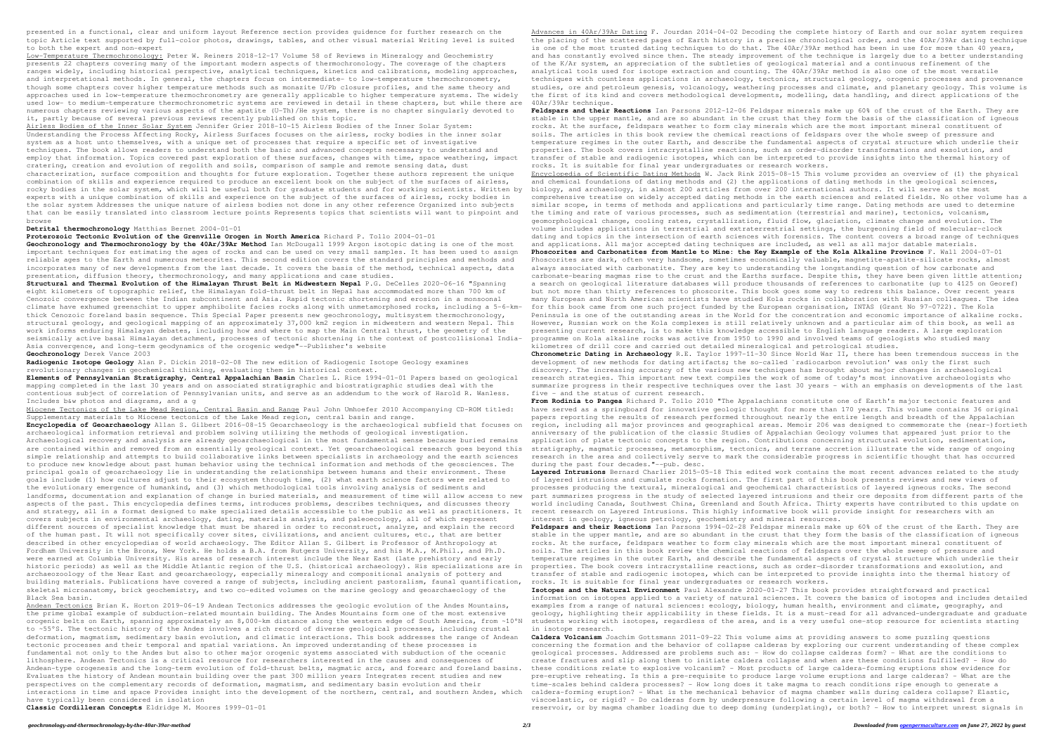presented in a functional, clear and uniform layout Reference section provides guidance for further research on the topic Article text supported by full-color photos, drawings, tables, and other visual material Writing level is suited to both the expert and non-expert

Low-Temperature Thermochronology: Peter W. Reiners 2018-12-17 Volume 58 of Reviews in Mineralogy and Geochemistry presents 22 chapters covering many of the important modern aspects of thermochronology. The coverage of the chapters ranges widely, including historical perspective, analytical techniques, kinetics and calibrations, modeling approaches, and interpretational methods. In general, the chapters focus on intermediate- to low-temperature thermochronometry, though some chapters cover higher temperature methods such as monazite U/Pb closure profiles, and the same theory and approaches used in low-temperature thermochronometry are generally applicable to higher temperature systems. The widely used low- to medium-temperature thermochronometric systems are reviewed in detail in these chapters, but while there are numerous chapters reviewing various aspects of the apatite (U-Th)/He system, there is no chapter singularly devoted to it, partly because of several previous reviews recently published on this topic.

Airless Bodies of the Inner Solar System Jennifer Grier 2018-10-15 Airless Bodies of the Inner Solar System: Understanding the Process Affecting Rocky, Airless Surfaces focuses on the airless, rocky bodies in the inner solar system as a host unto themselves, with a unique set of processes that require a specific set of investigative techniques. The book allows readers to understand both the basic and advanced concepts necessary to understand and employ that information. Topics covered past exploration of these surfaces, changes with time, space weathering, impact cratering, creation and evolution of regolith and soils, comparison of sample and remote sensing data, dust characterization, surface composition and thoughts for future exploration. Together these authors represent the unique combination of skills and experience required to produce an excellent book on the subject of the surfaces of airless, rocky bodies in the solar system, which will be useful both for graduate students and for working scientists. Written by experts with a unique combination of skills and experience on the subject of the surfaces of airless, rocky bodies in the solar system Addresses the unique nature of airless bodies not done in any other reference Organized into subjects that can be easily translated into classroom lecture points Represents topics that scientists will want to pinpoint and browse

**Detrital thermochronology** Matthias Bernet 2004-01-01

**Proterozoic Tectonic Evolution of the Grenville Orogen in North America** Richard P. Tollo 2004-01-01

**Geochronology and Thermochronology by the 40Ar/39Ar Method** Ian McDougall 1999 Argon isotopic dating is one of the most important techniques for estimating the ages of rocks and can be used on very small samples. It has been used to assign reliable ages to the Earth and numerous meteorites. This second edition covers the standard principles and methods and incorporates many of new developments from the last decade. It covers the basis of the method, technical aspects, data presentation, diffusion theory, thermochronology, and many applications and case studies.

**Structural and Thermal Evolution of the Himalayan Thrust Belt in Midwestern Nepal** P.G. DeCelles 2020-06-16 "Spanning eight kilometers of topographic relief, the Himalayan fold-thrust belt in Nepal has accommodated more than 700 km of Cenozoic convergence between the Indian subcontinent and Asia. Rapid tectonic shortening and erosion in a monsoonal climate have exhumed greenschist to upper amphibolite facies rocks along with unmetamorphosed rocks, including a 5-6-km-thick Cenozoic foreland basin sequence. This Special Paper presents new geochronology, multisystem thermochronology, structural geology, and geological mapping of an approximately 37,000 km2 region in midwestern and western Nepal. This work informs enduring Himalayan debates, including how and where to map the Main Central thrust, the geometry of the seismically active basal Himalayan detachment, processes of tectonic shortening in the context of postcollisional India-Asia convergence, and long-term geodynamics of the orogenic wedge"--Publisher's website

**Geochronology** Derek Vance 2003

**Radiogenic Isotope Geology** Alan P. Dickin 2018-02-08 The new edition of Radiogenic Isotope Geology examines revolutionary changes in geochemical thinking, evaluating them in historical context.

**Elements of Pennsylvanian Stratigraphy, Central Appalachian Basin** Charles L. Rice 1994-01-01 Papers based on geological mapping completed in the last 30 years and on associated stratigraphic and biostratigraphic studies deal with the contentious subject of correlation of Pennsylvanian units, and serve as an addendum to the work of Harold R. Wanless. Includes b&w photos and diagrams, and a g

Miocene Tectonics of the Lake Mead Region, Central Basin and Range Paul John Umhoefer 2010 Accompanying CD-ROM titled: Supplementary materials to Miocene tectonics of the Lake Mead region, central basin and range.

**Encyclopedia of Geoarchaeology** Allan S. Gilbert 2016-08-15 Geoarchaeology is the archaeological subfield that focuses on archaeological information retrieval and problem solving utilizing the methods of geological investigation. Archaeological recovery and analysis are already geoarchaeological in the most fundamental sense because buried remains are contained within and removed from an essentially geological context. Yet geoarchaeological research goes beyond this simple relationship and attempts to build collaborative links between specialists in archaeology and the earth sciences to produce new knowledge about past human behavior using the technical information and methods of the geosciences. The principal goals of geoarchaeology lie in understanding the relationships between humans and their environment. These goals include (1) how cultures adjust to their ecosystem through time, (2) what earth science factors were related to the evolutionary emergence of humankind, and (3) which methodological tools involving analysis of sediments and landforms, documentation and explanation of change in buried materials, and measurement of time will allow access to new aspects of the past. This encyclopedia defines terms, introduces problems, describes techniques, and discusses theory and strategy, all in a format designed to make specialized details accessible to the public as well as practitioners. It covers subjects in environmental archaeology, dating, materials analysis, and paleoecology, all of which represent different sources of specialist knowledge that must be shared in order to reconstruct, analyze, and explain the record of the human past. It will not specifically cover sites, civilizations, and ancient cultures, etc., that are better described in other encyclopedias of world archaeology. The Editor Allan S. Gilbert is Professor of Anthropology at Fordham University in the Bronx, New York. He holds a B.A. from Rutgers University, and his M.A., M.Phil., and Ph.D. were earned at Columbia University. His areas of research interest include the Near East (late prehistory and early historic periods) as well as the Middle Atlantic region of the U.S. (historical archaeology). His specializations are in archaeozoology of the Near East and geoarchaeology, especially mineralogy and compositional analysis of pottery and building materials. Publications have covered a range of subjects, including ancient pastoralism, faunal quantification, skeletal microanatomy, brick geochemistry, and two co-edited volumes on the marine geology and geoarchaeology of the Black Sea basin.

Andean Tectonics Brian K. Horton 2019-06-19 Andean Tectonics addresses the geologic evolution of the Andes Mountains, the prime global example of subduction-related mountain building. The Andes Mountains form one of the most extensive orogenic belts on Earth, spanning approximately an 8,000-km distance along the western edge of South America, from ~10°N to ~55°S. The tectonic history of the Andes involves a rich record of diverse geological processes, including crustal deformation, magmatism, sedimentary basin evolution, and climatic interactions. This book addresses the range of Andean tectonic processes and their temporal and spatial variations. An improved understanding of these processes is fundamental not only to the Andes but also to other major orogenic systems associated with subduction of the oceanic lithosphere. Andean Tectonics is a critical resource for researchers interested in the causes and consequences of Andean-type orogenesis and the long-term evolution of fold-thrust belts, magmatic arcs, and forearc and foreland basins. Evaluates the history of Andean mountain building over the past 300 million years Integrates recent studies and new perspectives on the complementary records of deformation, magmatism, and sedimentary basin evolution and their interactions in time and space Provides insight into the development of the northern, central, and southern Andes, which have typically been considered in isolation

**Classic Cordilleran Concepts** Eldridge M. Moores 1999-01-01

Advances in 40Ar/39Ar Dating F. Jourdan 2014-04-02 Decoding the complete history of Earth and our solar system requires the placing of the scattered pages of Earth history in a precise chronological order, and the 40Ar/39Ar dating technique is one of the most trusted dating techniques to do that. The 40Ar/39Ar method has been in use for more than 40 years, and has constantly evolved since then. The steady improvement of the technique is largely due to a better understanding of the K/Ar system, an appreciation of the subtleties of geological material and a continuous refinement of the analytical tools used for isotope extraction and counting. The 40Ar/39Ar method is also one of the most versatile techniques with countless applications in archaeology, tectonics, structural geology, orogenic processes and provenance studies, ore and petroleum genesis, volcanology, weathering processes and climate, and planetary geology. This volume is the first of its kind and covers methodological developments, modelling, data handling, and direct applications of the 40Ar/39Ar technique.

**Feldspars and their Reactions** Ian Parsons 2012-12-06 Feldspar minerals make up 60% of the crust of the Earth. They are stable in the upper mantle, and are so abundant in the crust that they form the basis of the classification of igneous rocks. At the surface, feldspars weather to form clay minerals which are the most important mineral constituent of soils. The articles in this book review the chemical reactions of feldspars over the whole sweep of pressure and temperature regimes in the outer Earth, and describe the fundamental aspects of crystal structure which underlie their properties. The book covers intracrystalline reactions, such as order-disorder transformations and exsolution, and transfer of stable and radiogenic isotopes, which can be interpreted to provide insights into the thermal history of rocks. It is suitable for final year undergraduates or research workers.

Encyclopedia of Scientific Dating Methods W. Jack Rink 2015-08-15 This volume provides an overview of (1) the physical and chemical foundations of dating methods and (2) the applications of dating methods in the geological sciences, biology, and archaeology, in almost 200 articles from over 200 international authors. It will serve as the most comprehensive treatise on widely accepted dating methods in the earth sciences and related fields. No other volume has a similar scope, in terms of methods and applications and particularly time range. Dating methods are used to determine the timing and rate of various processes, such as sedimentation (terrestrial and marine), tectonics, volcanism, geomorphological change, cooling rates, crystallization, fluid flow, glaciation, climate change and evolution. The volume includes applications in terrestrial and extraterrestrial settings, the burgeoning field of molecular-clock dating and topics in the intersection of earth sciences with forensics. The content covers a broad range of techniques and applications. All major accepted dating techniques are included, as well as all major datable materials.

**Phoscorites and Carbonatites from Mantle to Mine: the Key Example of the Kola Alkaline Province** F. Wall 2004-07-01 Phoscorites are dark, often very handsome, sometimes economically valuable, magnetite-apatite-silicate rocks, almost always associated with carbonatite. They are key to understanding the longstanding question of how carbonate and carbonate-bearing magmas rise to the crust and the Earths surface. Despite this, they have been given little attention; a search on geological literature databases will produce thousands of references to carbonatite (up to 4125 on Georef) but not more than thirty references to phoscorite. This book goes some way to redress this balance. Over recent years many European and North American scientists have studied Kola rocks in collaboration with Russian colleagues. The idea for this book came from one such project funded by the European organisation, INTAS (Grant No 97-0722). The Kola Peninsula is one of the outstanding areas in the World for the concentration and economic importance of alkaline rocks. However, Russian work on the Kola complexes is still relatively unknown and a particular aim of this book, as well as presenting current research, is to make this knowledge accessible to English language readers. A large exploration programme on Kola alkaline rocks was active from 1950 to 1990 and involved teams of geologists who studied many kilometres of drill core and carried out detailed mineralogical and petrological studies.

**Chronometric Dating in Archaeology** R.E. Taylor 1997-11-30 Since World War II, there has been tremendous success in the development of new methods for dating artifacts; the so-called `radiocarbon revolution' was only the first such discovery. The increasing accuracy of the various new techniques has brought about major changes in archaeological research strategies. This important new text compiles the work of some of today's most innovative archaeologists who summarize progress in their respective techniques over the last 30 years - with an emphasis on developments of the last five - and the status of current research.

**From Rodinia to Pangea** Richard P. Tollo 2010 "The Appalachians constitute one of Earth's major tectonic features and have served as a springboard for innovative geologic thought for more than 170 years. This volume contains 36 original papers reporting the results of research performed throughout nearly the entire length and breadth of the Appalachian region, including all major provinces and geographical areas. Memoir 206 was designed to commemorate the (near-)fortieth anniversary of the publication of the classic Studies of Appalachian Geology volumes that appeared just prior to the application of plate tectonic concepts to the region. Contributions concerning structural evolution, sedimentation, stratigraphy, magmatic processes, metamorphism, tectonics, and terrane accretion illustrate the wide range of ongoing research in the area and collectively serve to mark the considerable progress in scientific thought that has occurred during the past four decades."--pub. desc.

**Layered Intrusions** Bernard Charlier 2015-05-18 This edited work contains the most recent advances related to the study of layered intrusions and cumulate rocks formation. The first part of this book presents reviews and new views of processes producing the textural, mineralogical and geochemical characteristics of layered igneous rocks. The second part summarizes progress in the study of selected layered intrusions and their ore deposits from different parts of the world including Canada, Southwest China, Greenland and South Africa. Thirty experts have contributed to this update on recent research on Layered Intrusions. This highly informative book will provide insight for researchers with an interest in geology, igneous petrology, geochemistry and mineral resources.

**Feldspars and their Reactions** Ian Parsons 1994-02-28 Feldspar minerals make up 60% of the crust of the Earth. They are stable in the upper mantle, and are so abundant in the crust that they form the basis of the classification of igneous rocks. At the surface, feldspars weather to form clay minerals which are the most important mineral constituent of soils. The articles in this book review the chemical reactions of feldspars over the whole sweep of pressure and temperature regimes in the outer Earth, and describe the fundamental aspects of crystal structure which underlie their properties. The book covers intracrystalline reactions, such as order-disorder transformations and exsolution, and transfer of stable and radiogenic isotopes, which can be interpreted to provide insights into the thermal history of rocks. It is suitable for final year undergraduates or research workers.

**Isotopes and the Natural Environment** Paul Alexandre 2020-01-27 This book provides straightforward and practical information on isotopes applied to a variety of natural sciences. It covers the basics of isotopes and includes detailed examples from a range of natural sciences: ecology, biology, human health, environment and climate, geography, and geology, highlighting their applicability in these fields. It is a must-read for all advanced-undergraduate and graduate students working with isotopes, regardless of the area, and is a very useful one-stop resource for scientists starting in isotope research.

**Caldera Volcanism** Joachim Gottsmann 2011-09-22 This volume aims at providing answers to some puzzling questions concerning the formation and the behavior of collapse calderas by exploring our current understanding of these complex geological processes. Addressed are problems such as: - How do collapse calderas form? - What are the conditions to create fractures and slip along them to initiate caldera collapse and when are these conditions fulfilled? - How do these conditions relate to explosive volcanism? - Most products of large caldera-forming eruptions show evidence for pre-eruptive reheating. Is this a pre-requisite to produce large volume eruptions and large calderas? - What are the time-scales behind caldera processes? - How long does it take magma to reach conditions ripe enough to generate a caldera-forming eruption? - What is the mechanical behavior of magma chamber walls during caldera collapse? Elastic, viscoelastic, or rigid? - Do calderas form by underpressure following a certain level of magma withdrawal from a reservoir, or by magma chamber loading due to deep doming (underplating), or both? - How to interpret unrest signals in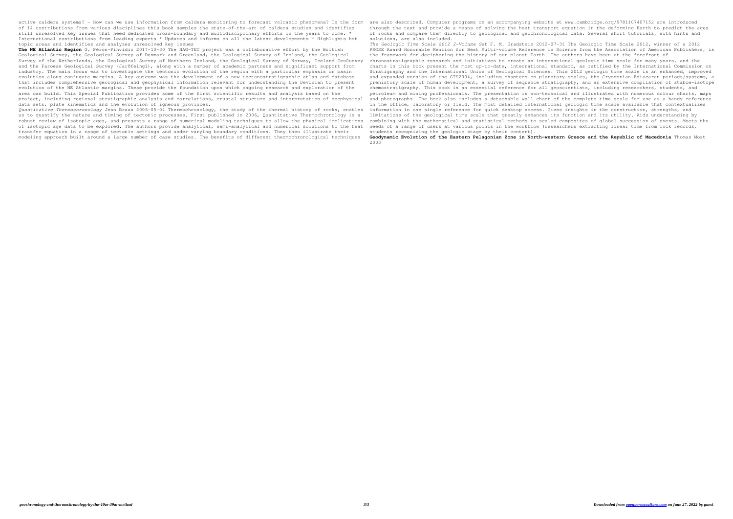active caldera systems? - How can we use information from caldera monitoring to forecast volcanic phenomena? In the form of 14 contributions from various disciplines this book samples the state-of-the-art of caldera studies and identifies still unresolved key issues that need dedicated cross-boundary and multidisciplinary efforts in the years to come. * International contributions from leading experts * Updates and informs on all the latest developments * Highlights hot topic areas and identifies and analyzes unresolved key issues

**The NE Atlantic Region** G. Péron-Pinvidic 2017-10-30 The NAG-TEC project was a collaborative effort by the British Geological Survey, the Geological Survey of Denmark and Greenland, the Geological Survey of Ireland, the Geological Survey of the Netherlands, the Geological Survey of Northern Ireland, the Geological Survey of Norway, Iceland GeoSurvey and the Faroese Geological Survey (Jarðfeingi), along with a number of academic partners and significant support from industry. The main focus was to investigate the tectonic evolution of the region with a particular emphasis on basin evolution along conjugate margins. A key outcome was the development of a new tectonostratigraphic atlas and database that includes comprehensive geological and geophysical information relevant for understanding the Devonian to present evolution of the NE Atlantic margins. These provide the foundation upon which ongoing research and exploration of the area can build. This Special Publication provides some of the first scientific results and analysis based on the project, including regional stratigraphic analysis and correlations, crustal structure and interpretation of geophysical data sets, plate kinematics and the evolution of igneous provinces.

*Quantitative Thermochronology* Jean Braun 2006-05-04 Thermochronology, the study of the thermal history of rocks, enables us to quantify the nature and timing of tectonic processes. First published in 2006, Quantitative Thermochronology is a robust review of isotopic ages, and presents a range of numerical modeling techniques to allow the physical implications of isotopic age data to be explored. The authors provide analytical, semi-analytical and numerical solutions to the heat transfer equation in a range of tectonic settings and under varying boundary conditions. They then illustrate their modeling approach built around a large number of case studies. The benefits of different thermochronological techniques are also described. Computer programs on an accompanying website at www.cambridge.org/9781107407152 are introduced through the text and provide a means of solving the heat transport equation in the deforming Earth to predict the ages of rocks and compare them directly to geological and geochronological data. Several short tutorials, with hints and solutions, are also included.

*The Geologic Time Scale 2012 2-Volume Set* F. M. Gradstein 2012-07-31 The Geologic Time Scale 2012, winner of a 2012 PROSE Award Honorable Mention for Best Multi-volume Reference in Science from the Association of American Publishers, is the framework for deciphering the history of our planet Earth. The authors have been at the forefront of chronostratigraphic research and initiatives to create an international geologic time scale for many years, and the charts in this book present the most up-to-date, international standard, as ratified by the International Commission on Stratigraphy and the International Union of Geological Sciences. This 2012 geologic time scale is an enhanced, improved and expanded version of the GTS2004, including chapters on planetary scales, the Cryogenian-Ediacaran periods/systems, a prehistory scale of human development, a survey of sequence stratigraphy, and an extensive compilation of stable-isotope chemostratigraphy. This book is an essential reference for all geoscientists, including researchers, students, and petroleum and mining professionals. The presentation is non-technical and illustrated with numerous colour charts, maps and photographs. The book also includes a detachable wall chart of the complete time scale for use as a handy reference in the office, laboratory or field. The most detailed international geologic time scale available that contextualizes information in one single reference for quick desktop access. Gives insights in the construction, strengths, and limitations of the geological time scale that greatly enhances its function and its utility. Aids understanding by combining with the mathematical and statistical methods to scaled composites of global succession of events. Meets the needs of a range of users at various points in the workflow (researchers extracting linear time from rock records, students recognizing the geologic stage by their content).

**Geodynamic Evolution of the Eastern Pelagonian Zone in North-western Greece and the Republic of Macedonia** Thomas Most 2003